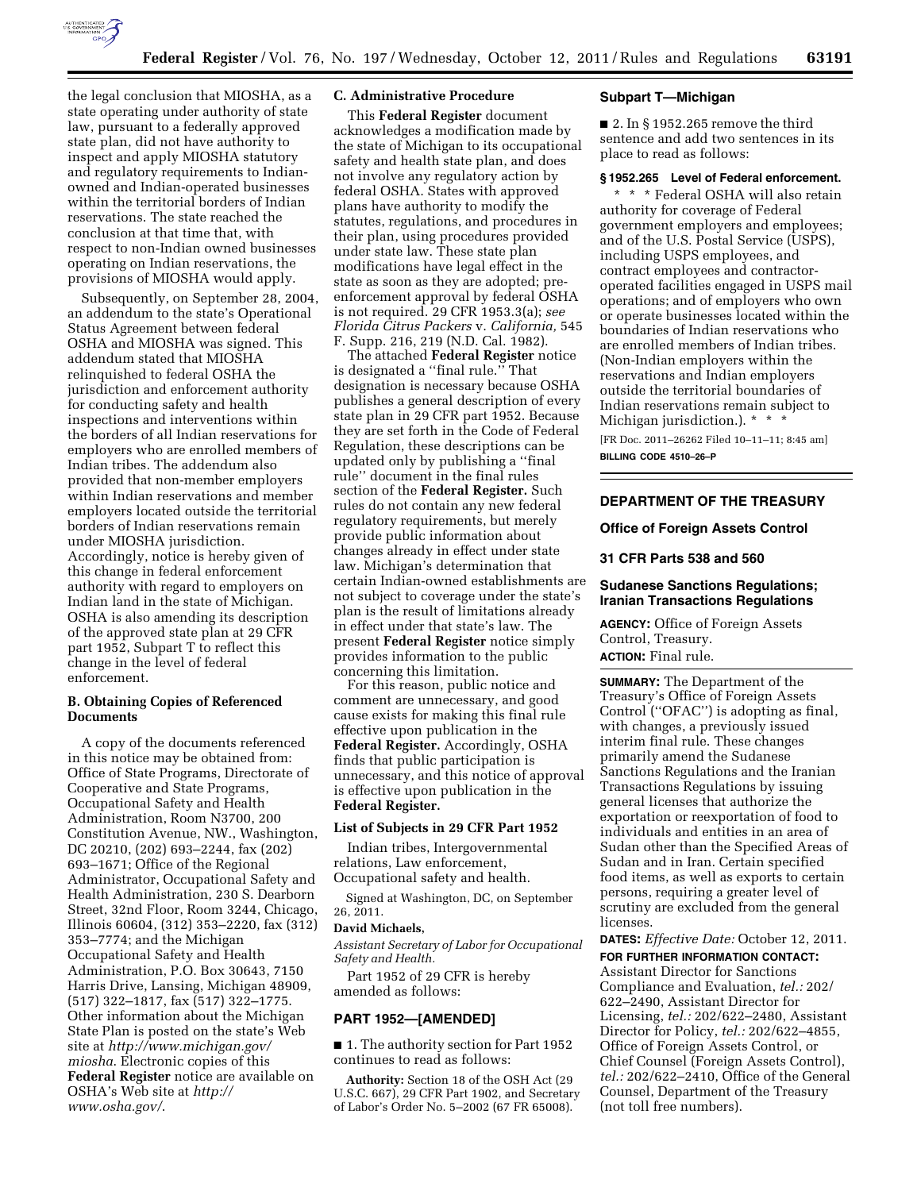the legal conclusion that MIOSHA, as a state operating under authority of state law, pursuant to a federally approved state plan, did not have authority to inspect and apply MIOSHA statutory and regulatory requirements to Indian-owned and Indian-operated businesses within the territorial borders of Indian reservations. The state reached the conclusion at that time that, with respect to non-Indian owned businesses operating on Indian reservations, the provisions of MIOSHA would apply.

Subsequently, on September 28, 2004, an addendum to the state's Operational Status Agreement between federal OSHA and MIOSHA was signed. This addendum stated that MIOSHA relinquished to federal OSHA the jurisdiction and enforcement authority for conducting safety and health inspections and interventions within the borders of all Indian reservations for employers who are enrolled members of Indian tribes. The addendum also provided that non-member employers within Indian reservations and member employers located outside the territorial borders of Indian reservations remain under MIOSHA jurisdiction. Accordingly, notice is hereby given of this change in federal enforcement authority with regard to employers on Indian land in the state of Michigan. OSHA is also amending its description of the approved state plan at 29 CFR part 1952, Subpart T to reflect this change in the level of federal enforcement.

### B. Obtaining Copies of Referenced Documents

A copy of the documents referenced in this notice may be obtained from: Office of State Programs, Directorate of Cooperative and State Programs, Occupational Safety and Health Administration, Room N3700, 200 Constitution Avenue, NW., Washington, DC 20210, (202) 693–2244, fax (202) 693–1671; Office of the Regional Administrator, Occupational Safety and Health Administration, 230 S. Dearborn Street, 32nd Floor, Room 3244, Chicago, Illinois 60604, (312) 353–2220, fax (312) 353–7774; and the Michigan Occupational Safety and Health Administration, P.O. Box 30643, 7150 Harris Drive, Lansing, Michigan 48909, (517) 322–1817, fax (517) 322–1775. Other information about the Michigan State Plan is posted on the state's Web site at *http://www.michigan.gov/miosha.* Electronic copies of this **Federal Register** notice are available on OSHA's Web site at *http://www.osha.gov/.*

### C. Administrative Procedure

This **Federal Register** document acknowledges a modification made by the state of Michigan to its occupational safety and health state plan, and does not involve any regulatory action by federal OSHA. States with approved plans have authority to modify the statutes, regulations, and procedures in their plan, using procedures provided under state law. These state plan modifications have legal effect in the state as soon as they are adopted; pre-enforcement approval by federal OSHA is not required. 29 CFR 1953.3(a); *see Florida Citrus Packers* v. *California,* 545 F. Supp. 216, 219 (N.D. Cal. 1982).

The attached **Federal Register** notice is designated a "final rule." That designation is necessary because OSHA publishes a general description of every state plan in 29 CFR part 1952. Because they are set forth in the Code of Federal Regulation, these descriptions can be updated only by publishing a "final rule" document in the final rules section of the **Federal Register.** Such rules do not contain any new federal regulatory requirements, but merely provide public information about changes already in effect under state law. Michigan's determination that certain Indian-owned establishments are not subject to coverage under the state's plan is the result of limitations already in effect under that state's law. The present **Federal Register** notice simply provides information to the public concerning this limitation.

For this reason, public notice and comment are unnecessary, and good cause exists for making this final rule effective upon publication in the **Federal Register.** Accordingly, OSHA finds that public participation is unnecessary, and this notice of approval is effective upon publication in the **Federal Register.**

### List of Subjects in 29 CFR Part 1952

Indian tribes, Intergovernmental relations, Law enforcement, Occupational safety and health.

Signed at Washington, DC, on September 26, 2011.

**David Michaels,**

*Assistant Secretary of Labor for Occupational Safety and Health.*

Part 1952 of 29 CFR is hereby amended as follows:

## PART 1952—[AMENDED]

■ 1. The authority section for Part 1952 continues to read as follows:

**Authority:** Section 18 of the OSH Act (29 U.S.C. 667), 29 CFR Part 1902, and Secretary of Labor's Order No. 5–2002 (67 FR 65008).

### Subpart T—Michigan

■ 2. In § 1952.265 remove the third sentence and add two sentences in its place to read as follows:

**§ 1952.265 Level of Federal enforcement.**

\* \* \* Federal OSHA will also retain authority for coverage of Federal government employers and employees; and of the U.S. Postal Service (USPS), including USPS employees, and contract employees and contractor-operated facilities engaged in USPS mail operations; and of employers who own or operate businesses located within the boundaries of Indian reservations who are enrolled members of Indian tribes. (Non-Indian employers within the reservations and Indian employers outside the territorial boundaries of Indian reservations remain subject to Michigan jurisdiction.). \* \* \*

[FR Doc. 2011–26262 Filed 10–11–11; 8:45 am]

**BILLING CODE 4510–26–P**

---

## DEPARTMENT OF THE TREASURY

### Office of Foreign Assets Control

### 31 CFR Parts 538 and 560

### Sudanese Sanctions Regulations; Iranian Transactions Regulations

**AGENCY:** Office of Foreign Assets Control, Treasury.

**ACTION:** Final rule.

**SUMMARY:** The Department of the Treasury's Office of Foreign Assets Control ("OFAC") is adopting as final, with changes, a previously issued interim final rule. These changes primarily amend the Sudanese Sanctions Regulations and the Iranian Transactions Regulations by issuing general licenses that authorize the exportation or reexportation of food to individuals and entities in an area of Sudan other than the Specified Areas of Sudan and in Iran. Certain specified food items, as well as exports to certain persons, requiring a greater level of scrutiny are excluded from the general licenses.

**DATES:** *Effective Date:* October 12, 2011.

**FOR FURTHER INFORMATION CONTACT:** Assistant Director for Sanctions Compliance and Evaluation, *tel.:* 202/622–2490, Assistant Director for Licensing, *tel.:* 202/622–2480, Assistant Director for Policy, *tel.:* 202/622–4855, Office of Foreign Assets Control, or Chief Counsel (Foreign Assets Control), *tel.:* 202/622–2410, Office of the General Counsel, Department of the Treasury (not toll free numbers).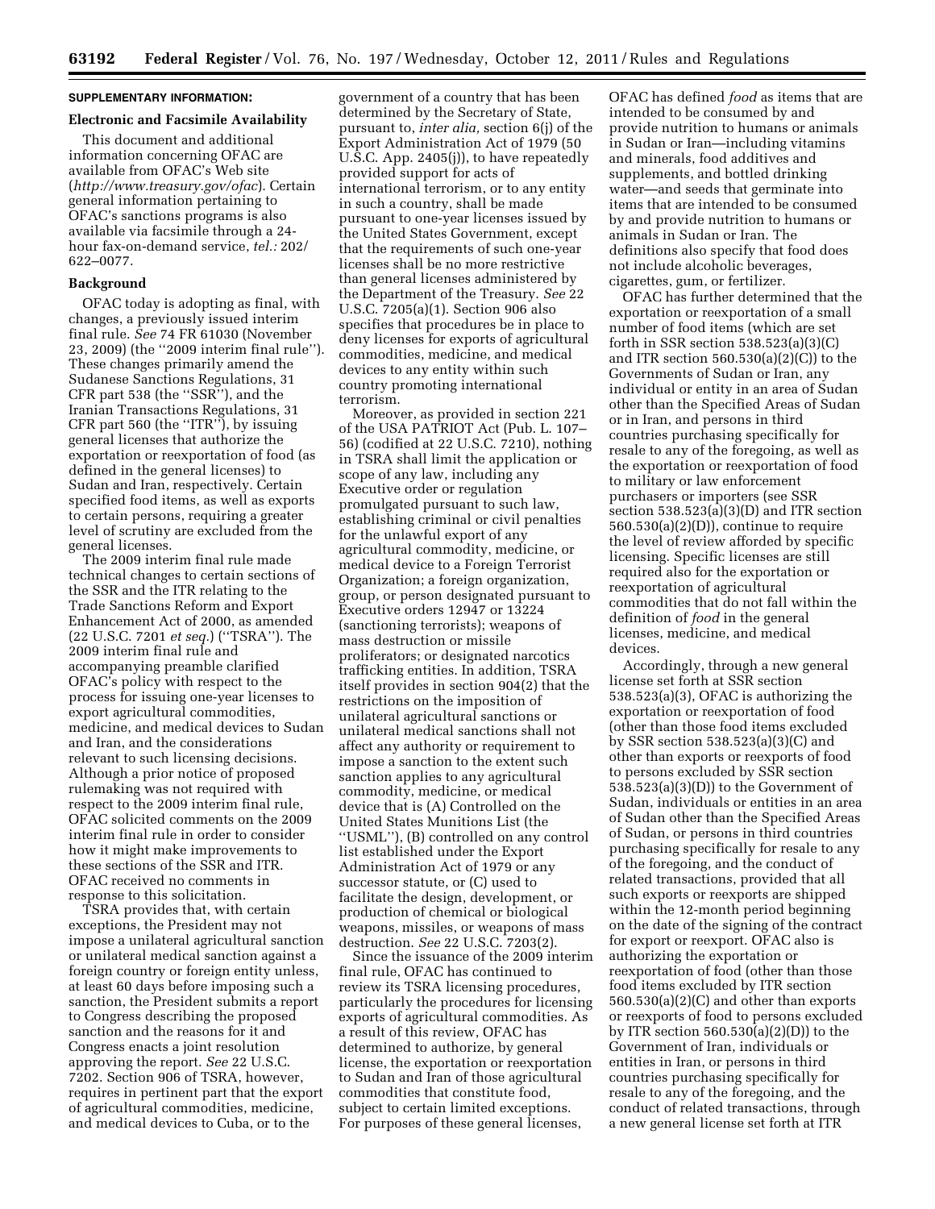## SUPPLEMENTARY INFORMATION:

### Electronic and Facsimile Availability

This document and additional information concerning OFAC are available from OFAC's Web site (*http://www.treasury.gov/ofac*). Certain general information pertaining to OFAC's sanctions programs is also available via facsimile through a 24-hour fax-on-demand service, *tel.:* 202/622–0077.

### Background

OFAC today is adopting as final, with changes, a previously issued interim final rule. *See* 74 FR 61030 (November 23, 2009) (the "2009 interim final rule"). These changes primarily amend the Sudanese Sanctions Regulations, 31 CFR part 538 (the "SSR"), and the Iranian Transactions Regulations, 31 CFR part 560 (the "ITR"), by issuing general licenses that authorize the exportation or reexportation of food (as defined in the general licenses) to Sudan and Iran, respectively. Certain specified food items, as well as exports to certain persons, requiring a greater level of scrutiny are excluded from the general licenses.

The 2009 interim final rule made technical changes to certain sections of the SSR and the ITR relating to the Trade Sanctions Reform and Export Enhancement Act of 2000, as amended (22 U.S.C. 7201 *et seq.*) ("TSRA"). The 2009 interim final rule and accompanying preamble clarified OFAC's policy with respect to the process for issuing one-year licenses to export agricultural commodities, medicine, and medical devices to Sudan and Iran, and the considerations relevant to such licensing decisions. Although a prior notice of proposed rulemaking was not required with respect to the 2009 interim final rule, OFAC solicited comments on the 2009 interim final rule in order to consider how it might make improvements to these sections of the SSR and ITR. OFAC received no comments in response to this solicitation.

TSRA provides that, with certain exceptions, the President may not impose a unilateral agricultural sanction or unilateral medical sanction against a foreign country or foreign entity unless, at least 60 days before imposing such a sanction, the President submits a report to Congress describing the proposed sanction and the reasons for it and Congress enacts a joint resolution approving the report. *See* 22 U.S.C. 7202. Section 906 of TSRA, however, requires in pertinent part that the export of agricultural commodities, medicine, and medical devices to Cuba, or to the government of a country that has been determined by the Secretary of State, pursuant to, *inter alia,* section 6(j) of the Export Administration Act of 1979 (50 U.S.C. App. 2405(j)), to have repeatedly provided support for acts of international terrorism, or to any entity in such a country, shall be made pursuant to one-year licenses issued by the United States Government, except that the requirements of such one-year licenses shall be no more restrictive than general licenses administered by the Department of the Treasury. *See* 22 U.S.C. 7205(a)(1). Section 906 also specifies that procedures be in place to deny licenses for exports of agricultural commodities, medicine, and medical devices to any entity within such country promoting international terrorism.

Moreover, as provided in section 221 of the USA PATRIOT Act (Pub. L. 107–56) (codified at 22 U.S.C. 7210), nothing in TSRA shall limit the application or scope of any law, including any Executive order or regulation promulgated pursuant to such law, establishing criminal or civil penalties for the unlawful export of any agricultural commodity, medicine, or medical device to a Foreign Terrorist Organization; a foreign organization, group, or person designated pursuant to Executive orders 12947 or 13224 (sanctioning terrorists); weapons of mass destruction or missile proliferators; or designated narcotics trafficking entities. In addition, TSRA itself provides in section 904(2) that the restrictions on the imposition of unilateral agricultural sanctions or unilateral medical sanctions shall not affect any authority or requirement to impose a sanction to the extent such sanction applies to any agricultural commodity, medicine, or medical device that is (A) Controlled on the United States Munitions List (the "USML"), (B) controlled on any control list established under the Export Administration Act of 1979 or any successor statute, or (C) used to facilitate the design, development, or production of chemical or biological weapons, missiles, or weapons of mass destruction. *See* 22 U.S.C. 7203(2).

Since the issuance of the 2009 interim final rule, OFAC has continued to review its TSRA licensing procedures, particularly the procedures for licensing exports of agricultural commodities. As a result of this review, OFAC has determined to authorize, by general license, the exportation or reexportation to Sudan and Iran of those agricultural commodities that constitute food, subject to certain limited exceptions. For purposes of these general licenses, OFAC has defined *food* as items that are intended to be consumed by and provide nutrition to humans or animals in Sudan or Iran—including vitamins and minerals, food additives and supplements, and bottled drinking water—and seeds that germinate into items that are intended to be consumed by and provide nutrition to humans or animals in Sudan or Iran. The definitions also specify that food does not include alcoholic beverages, cigarettes, gum, or fertilizer.

OFAC has further determined that the exportation or reexportation of a small number of food items (which are set forth in SSR section 538.523(a)(3)(C) and ITR section 560.530(a)(2)(C)) to the Governments of Sudan or Iran, any individual or entity in an area of Sudan other than the Specified Areas of Sudan or in Iran, and persons in third countries purchasing specifically for resale to any of the foregoing, as well as the exportation or reexportation of food to military or law enforcement purchasers or importers (see SSR section 538.523(a)(3)(D) and ITR section 560.530(a)(2)(D)), continue to require the level of review afforded by specific licensing. Specific licenses are still required also for the exportation or reexportation of agricultural commodities that do not fall within the definition of *food* in the general licenses, medicine, and medical devices.

Accordingly, through a new general license set forth at SSR section 538.523(a)(3), OFAC is authorizing the exportation or reexportation of food (other than those food items excluded by SSR section 538.523(a)(3)(C) and other than exports or reexports of food to persons excluded by SSR section 538.523(a)(3)(D)) to the Government of Sudan, individuals or entities in an area of Sudan other than the Specified Areas of Sudan, or persons in third countries purchasing specifically for resale to any of the foregoing, and the conduct of related transactions, provided that all such exports or reexports are shipped within the 12-month period beginning on the date of the signing of the contract for export or reexport. OFAC also is authorizing the exportation or reexportation of food (other than those food items excluded by ITR section 560.530(a)(2)(C) and other than exports or reexports of food to persons excluded by ITR section 560.530(a)(2)(D)) to the Government of Iran, individuals or entities in Iran, or persons in third countries purchasing specifically for resale to any of the foregoing, and the conduct of related transactions, through a new general license set forth at ITR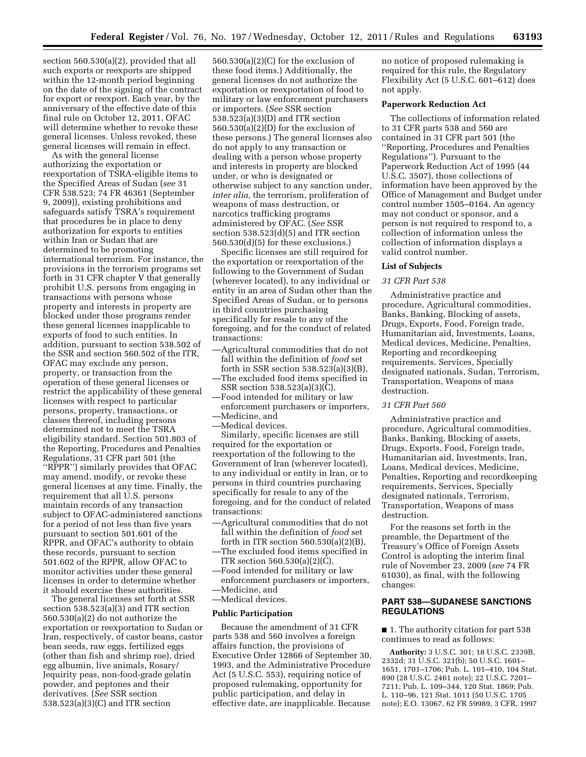section 560.530(a)(2), provided that all such exports or reexports are shipped within the 12-month period beginning on the date of the signing of the contract for export or reexport. Each year, by the anniversary of the effective date of this final rule on October 12, 2011, OFAC will determine whether to revoke these general licenses. Unless revoked, these general licenses will remain in effect.

As with the general license authorizing the exportation or reexportation of TSRA-eligible items to the Specified Areas of Sudan (*see* 31 CFR 538.523; 74 FR 46361 (September 9, 2009)), existing prohibitions and safeguards satisfy TSRA's requirement that procedures be in place to deny authorization for exports to entities within Iran or Sudan that are determined to be promoting international terrorism. For instance, the provisions in the terrorism programs set forth in 31 CFR chapter V that generally prohibit U.S. persons from engaging in transactions with persons whose property and interests in property are blocked under those programs render these general licenses inapplicable to exports of food to such entities. In addition, pursuant to section 538.502 of the SSR and section 560.502 of the ITR, OFAC may exclude any person, property, or transaction from the operation of these general licenses or restrict the applicability of these general licenses with respect to particular persons, property, transactions, or classes thereof, including persons determined not to meet the TSRA eligibility standard. Section 501.803 of the Reporting, Procedures and Penalties Regulations, 31 CFR part 501 (the ''RPPR'') similarly provides that OFAC may amend, modify, or revoke these general licenses at any time. Finally, the requirement that all U.S. persons maintain records of any transaction subject to OFAC-administered sanctions for a period of not less than five years pursuant to section 501.601 of the RPPR, and OFAC's authority to obtain these records, pursuant to section 501.602 of the RPPR, allow OFAC to monitor activities under these general licenses in order to determine whether it should exercise these authorities.

The general licenses set forth at SSR section 538.523(a)(3) and ITR section 560.530(a)(2) do not authorize the exportation or reexportation to Sudan or Iran, respectively, of castor beans, castor bean seeds, raw eggs, fertilized eggs (other than fish and shrimp roe), dried egg albumin, live animals, Rosary/Jequirity peas, non-food-grade gelatin powder, and peptones and their derivatives. (*See* SSR section 538.523(a)(3)(C) and ITR section 560.530(a)(2)(C) for the exclusion of these food items.) Additionally, the general licenses do not authorize the exportation or reexportation of food to military or law enforcement purchasers or importers. (*See* SSR section 538.523(a)(3)(D) and ITR section 560.530(a)(2)(D) for the exclusion of these persons.) The general licenses also do not apply to any transaction or dealing with a person whose property and interests in property are blocked under, or who is designated or otherwise subject to any sanction under, *inter alia,* the terrorism, proliferation of weapons of mass destruction, or narcotics trafficking programs administered by OFAC. (*See* SSR section 538.523(d)(5) and ITR section 560.530(d)(5) for these exclusions.)

Specific licenses are still required for the exportation or reexportation of the following to the Government of Sudan (wherever located), to any individual or entity in an area of Sudan other than the Specified Areas of Sudan, or to persons in third countries purchasing specifically for resale to any of the foregoing, and for the conduct of related transactions:

—Agricultural commodities that do not fall within the definition of *food* set forth in SSR section 538.523(a)(3)(B),
—The excluded food items specified in SSR section 538.523(a)(3)(C),
—Food intended for military or law enforcement purchasers or importers,
—Medicine, and
—Medical devices.

Similarly, specific licenses are still required for the exportation or reexportation of the following to the Government of Iran (wherever located), to any individual or entity in Iran, or to persons in third countries purchasing specifically for resale to any of the foregoing, and for the conduct of related transactions:

—Agricultural commodities that do not fall within the definition of *food* set forth in ITR section 560.530(a)(2)(B),
—The excluded food items specified in ITR section 560.530(a)(2)(C),
—Food intended for military or law enforcement purchasers or importers,
—Medicine, and
—Medical devices.

### Public Participation

Because the amendment of 31 CFR parts 538 and 560 involves a foreign affairs function, the provisions of Executive Order 12866 of September 30, 1993, and the Administrative Procedure Act (5 U.S.C. 553), requiring notice of proposed rulemaking, opportunity for public participation, and delay in effective date, are inapplicable. Because no notice of proposed rulemaking is required for this rule, the Regulatory Flexibility Act (5 U.S.C. 601–612) does not apply.

### Paperwork Reduction Act

The collections of information related to 31 CFR parts 538 and 560 are contained in 31 CFR part 501 (the ''Reporting, Procedures and Penalties Regulations''). Pursuant to the Paperwork Reduction Act of 1995 (44 U.S.C. 3507), those collections of information have been approved by the Office of Management and Budget under control number 1505–0164. An agency may not conduct or sponsor, and a person is not required to respond to, a collection of information unless the collection of information displays a valid control number.

### List of Subjects

*31 CFR Part 538*

Administrative practice and procedure, Agricultural commodities, Banks, Banking, Blocking of assets, Drugs, Exports, Food, Foreign trade, Humanitarian aid, Investments, Loans, Medical devices, Medicine, Penalties, Reporting and recordkeeping requirements, Services, Specially designated nationals, Sudan, Terrorism, Transportation, Weapons of mass destruction.

*31 CFR Part 560*

Administrative practice and procedure, Agricultural commodities, Banks, Banking, Blocking of assets, Drugs, Exports, Food, Foreign trade, Humanitarian aid, Investments, Iran, Loans, Medical devices, Medicine, Penalties, Reporting and recordkeeping requirements, Services, Specially designated nationals, Terrorism, Transportation, Weapons of mass destruction.

For the reasons set forth in the preamble, the Department of the Treasury's Office of Foreign Assets Control is adopting the interim final rule of November 23, 2009 (*see* 74 FR 61030), as final, with the following changes:

## PART 538—SUDANESE SANCTIONS REGULATIONS

■ 1. The authority citation for part 538 continues to read as follows:

**Authority:** 3 U.S.C. 301; 18 U.S.C. 2339B, 2332d; 31 U.S.C. 321(b); 50 U.S.C. 1601–1651, 1701–1706; Pub. L. 101–410, 104 Stat. 890 (28 U.S.C. 2461 note); 22 U.S.C. 7201–7211; Pub. L. 109–344, 120 Stat. 1869; Pub. L. 110–96, 121 Stat. 1011 (50 U.S.C. 1705 note); E.O. 13067, 62 FR 59989, 3 CFR, 1997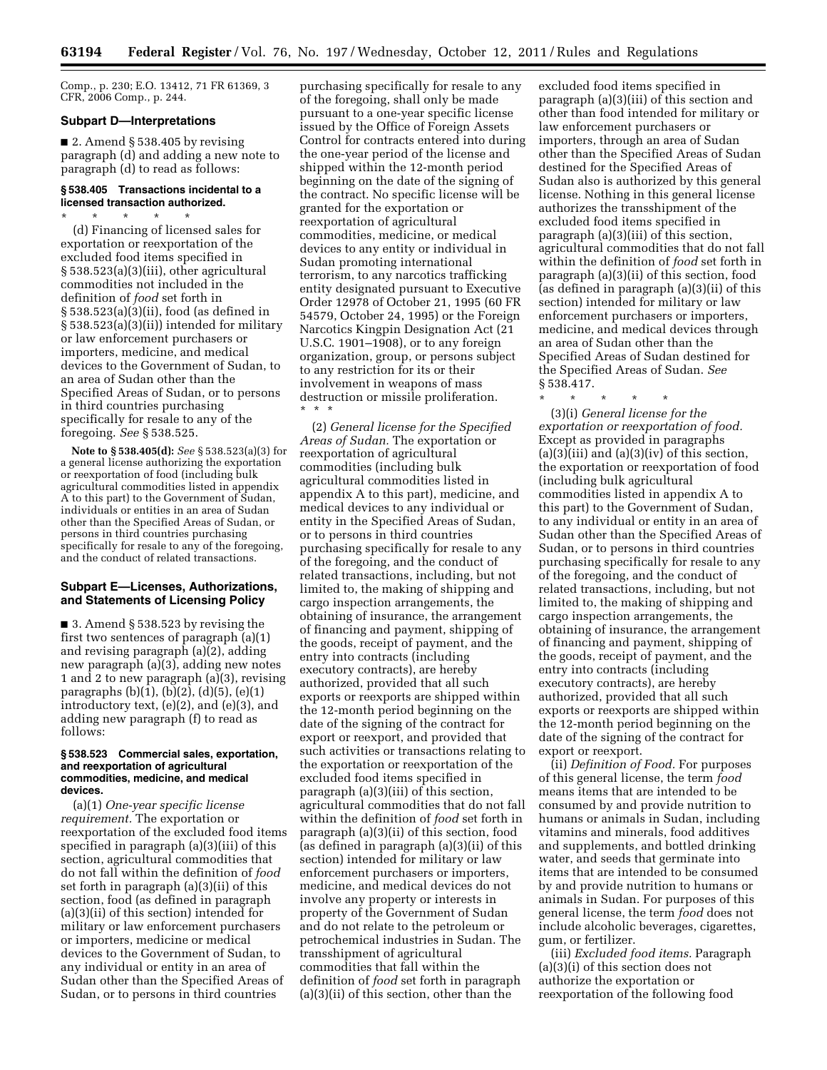Comp., p. 230; E.O. 13412, 71 FR 61369, 3 CFR, 2006 Comp., p. 244.

### Subpart D—Interpretations

■ 2. Amend § 538.405 by revising paragraph (d) and adding a new note to paragraph (d) to read as follows:

#### § 538.405 Transactions incidental to a licensed transaction authorized.

\* \* \* \* \*

(d) Financing of licensed sales for exportation or reexportation of the excluded food items specified in § 538.523(a)(3)(iii), other agricultural commodities not included in the definition of *food* set forth in § 538.523(a)(3)(ii), food (as defined in § 538.523(a)(3)(ii)) intended for military or law enforcement purchasers or importers, medicine, and medical devices to the Government of Sudan, to an area of Sudan other than the Specified Areas of Sudan, or to persons in third countries purchasing specifically for resale to any of the foregoing. *See* § 538.525.

**Note to § 538.405(d):** *See* § 538.523(a)(3) for a general license authorizing the exportation or reexportation of food (including bulk agricultural commodities listed in appendix A to this part) to the Government of Sudan, individuals or entities in an area of Sudan other than the Specified Areas of Sudan, or persons in third countries purchasing specifically for resale to any of the foregoing, and the conduct of related transactions.

### Subpart E—Licenses, Authorizations, and Statements of Licensing Policy

■ 3. Amend § 538.523 by revising the first two sentences of paragraph (a)(1) and revising paragraph (a)(2), adding new paragraph (a)(3), adding new notes 1 and 2 to new paragraph (a)(3), revising paragraphs (b)(1), (b)(2), (d)(5), (e)(1) introductory text, (e)(2), and (e)(3), and adding new paragraph (f) to read as follows:

#### § 538.523 Commercial sales, exportation, and reexportation of agricultural commodities, medicine, and medical devices.

(a)(1) *One-year specific license requirement.* The exportation or reexportation of the excluded food items specified in paragraph (a)(3)(iii) of this section, agricultural commodities that do not fall within the definition of *food* set forth in paragraph (a)(3)(ii) of this section, food (as defined in paragraph (a)(3)(ii) of this section) intended for military or law enforcement purchasers or importers, medicine or medical devices to the Government of Sudan, to any individual or entity in an area of Sudan other than the Specified Areas of Sudan, or to persons in third countries purchasing specifically for resale to any of the foregoing, shall only be made pursuant to a one-year specific license issued by the Office of Foreign Assets Control for contracts entered into during the one-year period of the license and shipped within the 12-month period beginning on the date of the signing of the contract. No specific license will be granted for the exportation or reexportation of agricultural commodities, medicine, or medical devices to any entity or individual in Sudan promoting international terrorism, to any narcotics trafficking entity designated pursuant to Executive Order 12978 of October 21, 1995 (60 FR 54579, October 24, 1995) or the Foreign Narcotics Kingpin Designation Act (21 U.S.C. 1901–1908), or to any foreign organization, group, or persons subject to any restriction for its or their involvement in weapons of mass destruction or missile proliferation.
\* \* \*

(2) *General license for the Specified Areas of Sudan.* The exportation or reexportation of agricultural commodities (including bulk agricultural commodities listed in appendix A to this part), medicine, and medical devices to any individual or entity in the Specified Areas of Sudan, or to persons in third countries purchasing specifically for resale to any of the foregoing, and the conduct of related transactions, including, but not limited to, the making of shipping and cargo inspection arrangements, the obtaining of insurance, the arrangement of financing and payment, shipping of the goods, receipt of payment, and the entry into contracts (including executory contracts), are hereby authorized, provided that all such exports or reexports are shipped within the 12-month period beginning on the date of the signing of the contract for export or reexport, and provided that such activities or transactions relating to the exportation or reexportation of the excluded food items specified in paragraph (a)(3)(iii) of this section, agricultural commodities that do not fall within the definition of *food* set forth in paragraph (a)(3)(ii) of this section, food (as defined in paragraph (a)(3)(ii) of this section) intended for military or law enforcement purchasers or importers, medicine, and medical devices do not involve any property or interests in property of the Government of Sudan and do not relate to the petroleum or petrochemical industries in Sudan. The transshipment of agricultural commodities that fall within the definition of *food* set forth in paragraph (a)(3)(ii) of this section, other than the excluded food items specified in paragraph (a)(3)(iii) of this section and other than food intended for military or law enforcement purchasers or importers, through an area of Sudan other than the Specified Areas of Sudan destined for the Specified Areas of Sudan also is authorized by this general license. Nothing in this general license authorizes the transshipment of the excluded food items specified in paragraph (a)(3)(iii) of this section, agricultural commodities that do not fall within the definition of *food* set forth in paragraph (a)(3)(ii) of this section, food (as defined in paragraph (a)(3)(ii) of this section) intended for military or law enforcement purchasers or importers, medicine, and medical devices through an area of Sudan other than the Specified Areas of Sudan destined for the Specified Areas of Sudan. *See* § 538.417.

\* \* \* \* \*

(3)(i) *General license for the exportation or reexportation of food.* Except as provided in paragraphs (a)(3)(iii) and (a)(3)(iv) of this section, the exportation or reexportation of food (including bulk agricultural commodities listed in appendix A to this part) to the Government of Sudan, to any individual or entity in an area of Sudan other than the Specified Areas of Sudan, or to persons in third countries purchasing specifically for resale to any of the foregoing, and the conduct of related transactions, including, but not limited to, the making of shipping and cargo inspection arrangements, the obtaining of insurance, the arrangement of financing and payment, shipping of the goods, receipt of payment, and the entry into contracts (including executory contracts), are hereby authorized, provided that all such exports or reexports are shipped within the 12-month period beginning on the date of the signing of the contract for export or reexport.

(ii) *Definition of Food.* For purposes of this general license, the term *food* means items that are intended to be consumed by and provide nutrition to humans or animals in Sudan, including vitamins and minerals, food additives and supplements, and bottled drinking water, and seeds that germinate into items that are intended to be consumed by and provide nutrition to humans or animals in Sudan. For purposes of this general license, the term *food* does not include alcoholic beverages, cigarettes, gum, or fertilizer.

(iii) *Excluded food items.* Paragraph (a)(3)(i) of this section does not authorize the exportation or reexportation of the following food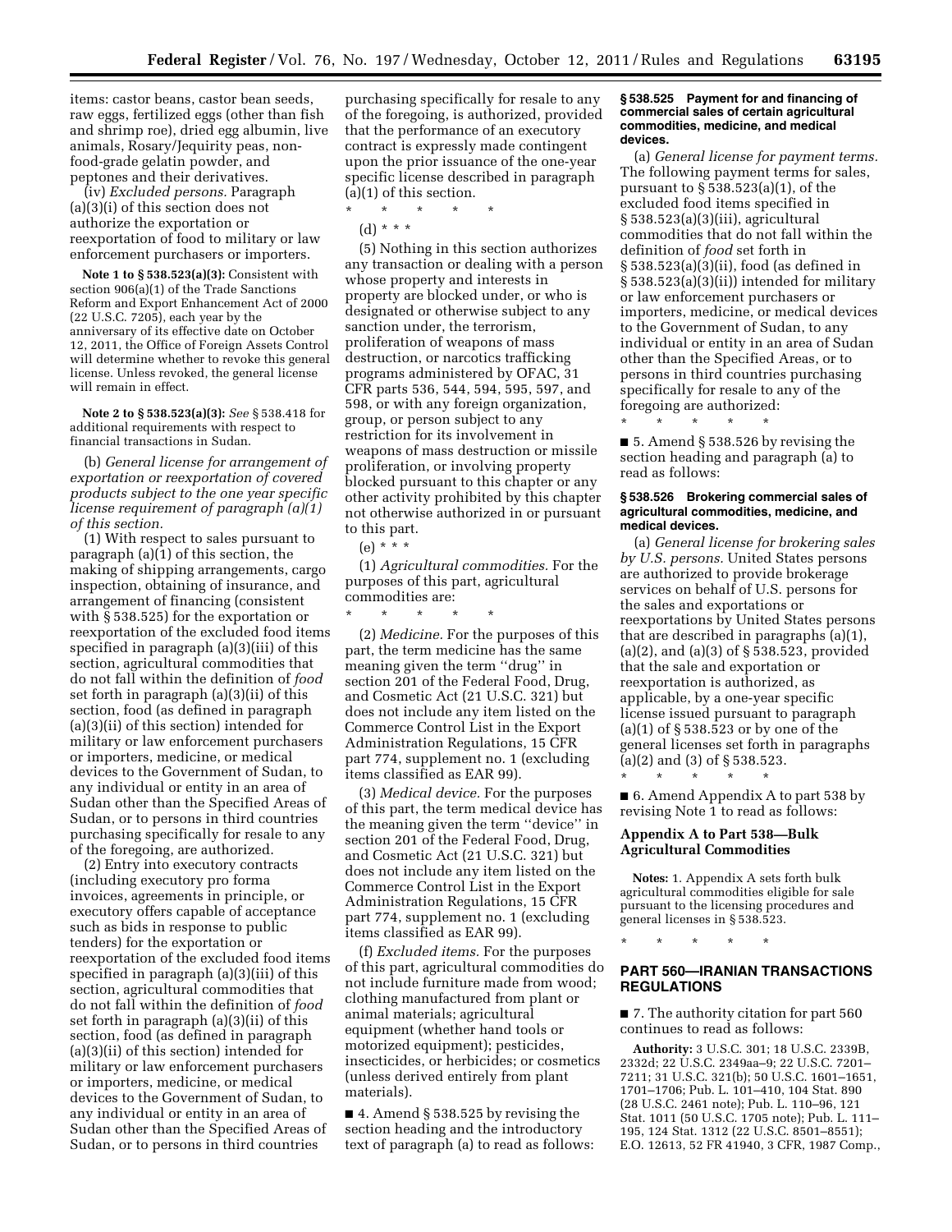items: castor beans, castor bean seeds, raw eggs, fertilized eggs (other than fish and shrimp roe), dried egg albumin, live animals, Rosary/Jequirity peas, non-food-grade gelatin powder, and peptones and their derivatives.

(iv) *Excluded persons.* Paragraph (a)(3)(i) of this section does not authorize the exportation or reexportation of food to military or law enforcement purchasers or importers.

**Note 1 to § 538.523(a)(3):** Consistent with section 906(a)(1) of the Trade Sanctions Reform and Export Enhancement Act of 2000 (22 U.S.C. 7205), each year by the anniversary of its effective date on October 12, 2011, the Office of Foreign Assets Control will determine whether to revoke this general license. Unless revoked, the general license will remain in effect.

**Note 2 to § 538.523(a)(3):** *See* § 538.418 for additional requirements with respect to financial transactions in Sudan.

(b) *General license for arrangement of exportation or reexportation of covered products subject to the one year specific license requirement of paragraph (a)(1) of this section.*

(1) With respect to sales pursuant to paragraph (a)(1) of this section, the making of shipping arrangements, cargo inspection, obtaining of insurance, and arrangement of financing (consistent with § 538.525) for the exportation or reexportation of the excluded food items specified in paragraph (a)(3)(iii) of this section, agricultural commodities that do not fall within the definition of *food* set forth in paragraph (a)(3)(ii) of this section, food (as defined in paragraph (a)(3)(ii) of this section) intended for military or law enforcement purchasers or importers, medicine, or medical devices to the Government of Sudan, to any individual or entity in an area of Sudan other than the Specified Areas of Sudan, or to persons in third countries purchasing specifically for resale to any of the foregoing, are authorized.

(2) Entry into executory contracts (including executory pro forma invoices, agreements in principle, or executory offers capable of acceptance such as bids in response to public tenders) for the exportation or reexportation of the excluded food items specified in paragraph (a)(3)(iii) of this section, agricultural commodities that do not fall within the definition of *food* set forth in paragraph (a)(3)(ii) of this section, food (as defined in paragraph (a)(3)(ii) of this section) intended for military or law enforcement purchasers or importers, medicine, or medical devices to the Government of Sudan, to any individual or entity in an area of Sudan other than the Specified Areas of Sudan, or to persons in third countries purchasing specifically for resale to any of the foregoing, is authorized, provided that the performance of an executory contract is expressly made contingent upon the prior issuance of the one-year specific license described in paragraph (a)(1) of this section.

\* \* \* \* \*

(d) \* \* \*

(5) Nothing in this section authorizes any transaction or dealing with a person whose property and interests in property are blocked under, or who is designated or otherwise subject to any sanction under, the terrorism, proliferation of weapons of mass destruction, or narcotics trafficking programs administered by OFAC, 31 CFR parts 536, 544, 594, 595, 597, and 598, or with any foreign organization, group, or person subject to any restriction for its involvement in weapons of mass destruction or missile proliferation, or involving property blocked pursuant to this chapter or any other activity prohibited by this chapter not otherwise authorized in or pursuant to this part.

(e) \* \* \*

(1) *Agricultural commodities.* For the purposes of this part, agricultural commodities are:

\* \* \* \* \*

(2) *Medicine.* For the purposes of this part, the term medicine has the same meaning given the term ''drug'' in section 201 of the Federal Food, Drug, and Cosmetic Act (21 U.S.C. 321) but does not include any item listed on the Commerce Control List in the Export Administration Regulations, 15 CFR part 774, supplement no. 1 (excluding items classified as EAR 99).

(3) *Medical device.* For the purposes of this part, the term medical device has the meaning given the term ''device'' in section 201 of the Federal Food, Drug, and Cosmetic Act (21 U.S.C. 321) but does not include any item listed on the Commerce Control List in the Export Administration Regulations, 15 CFR part 774, supplement no. 1 (excluding items classified as EAR 99).

(f) *Excluded items.* For the purposes of this part, agricultural commodities do not include furniture made from wood; clothing manufactured from plant or animal materials; agricultural equipment (whether hand tools or motorized equipment); pesticides, insecticides, or herbicides; or cosmetics (unless derived entirely from plant materials).

■ 4. Amend § 538.525 by revising the section heading and the introductory text of paragraph (a) to read as follows:

**§ 538.525 Payment for and financing of commercial sales of certain agricultural commodities, medicine, and medical devices.**

(a) *General license for payment terms.* The following payment terms for sales, pursuant to § 538.523(a)(1), of the excluded food items specified in § 538.523(a)(3)(iii), agricultural commodities that do not fall within the definition of *food* set forth in § 538.523(a)(3)(ii), food (as defined in § 538.523(a)(3)(ii)) intended for military or law enforcement purchasers or importers, medicine, or medical devices to the Government of Sudan, to any individual or entity in an area of Sudan other than the Specified Areas, or to persons in third countries purchasing specifically for resale to any of the foregoing are authorized:

\* \* \* \* \*

■ 5. Amend § 538.526 by revising the section heading and paragraph (a) to read as follows:

**§ 538.526 Brokering commercial sales of agricultural commodities, medicine, and medical devices.**

(a) *General license for brokering sales by U.S. persons.* United States persons are authorized to provide brokerage services on behalf of U.S. persons for the sales and exportations or reexportations by United States persons that are described in paragraphs (a)(1), (a)(2), and (a)(3) of § 538.523, provided that the sale and exportation or reexportation is authorized, as applicable, by a one-year specific license issued pursuant to paragraph (a)(1) of § 538.523 or by one of the general licenses set forth in paragraphs (a)(2) and (3) of § 538.523.

\* \* \* \* \*

■ 6. Amend Appendix A to part 538 by revising Note 1 to read as follows:

### Appendix A to Part 538—Bulk Agricultural Commodities

**Notes:** 1. Appendix A sets forth bulk agricultural commodities eligible for sale pursuant to the licensing procedures and general licenses in § 538.523.

\* \* \* \* \*

## PART 560—IRANIAN TRANSACTIONS REGULATIONS

■ 7. The authority citation for part 560 continues to read as follows:

**Authority:** 3 U.S.C. 301; 18 U.S.C. 2339B, 2332d; 22 U.S.C. 2349aa–9; 22 U.S.C. 7201–7211; 31 U.S.C. 321(b); 50 U.S.C. 1601–1651, 1701–1706; Pub. L. 101–410, 104 Stat. 890 (28 U.S.C. 2461 note); Pub. L. 110–96, 121 Stat. 1011 (50 U.S.C. 1705 note); Pub. L. 111–195, 124 Stat. 1312 (22 U.S.C. 8501–8551); E.O. 12613, 52 FR 41940, 3 CFR, 1987 Comp.,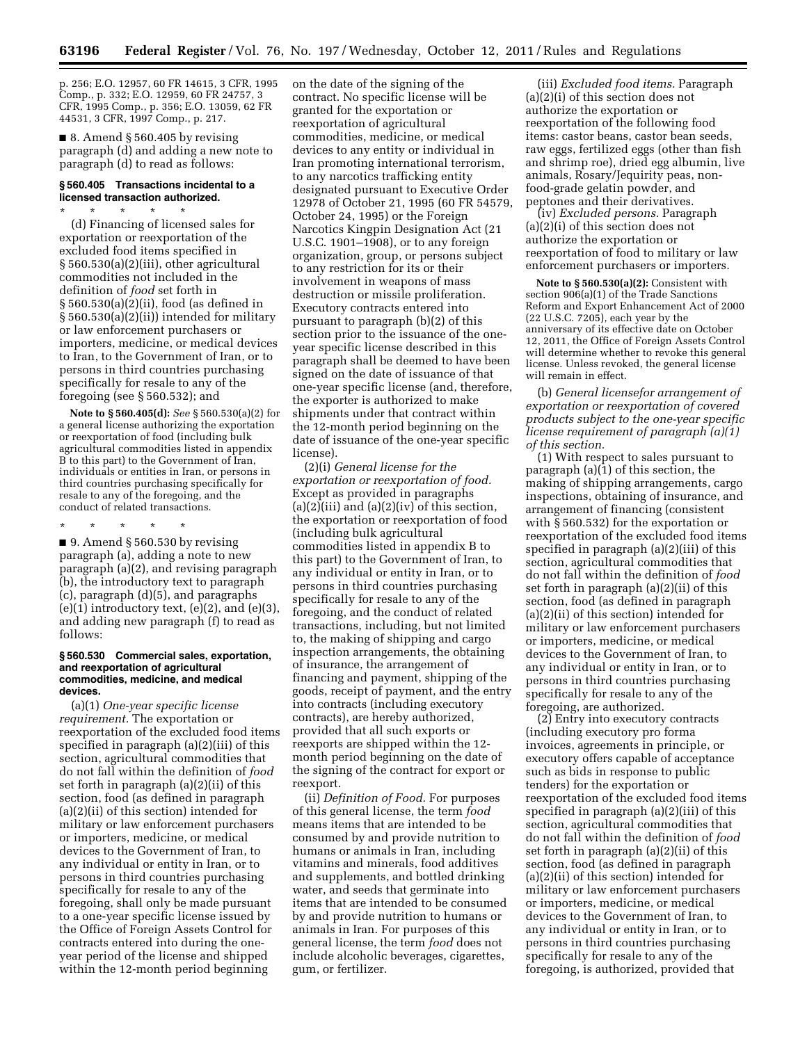p. 256; E.O. 12957, 60 FR 14615, 3 CFR, 1995 Comp., p. 332; E.O. 12959, 60 FR 24757, 3 CFR, 1995 Comp., p. 356; E.O. 13059, 62 FR 44531, 3 CFR, 1997 Comp., p. 217.

■ 8. Amend § 560.405 by revising paragraph (d) and adding a new note to paragraph (d) to read as follows:

#### § 560.405 Transactions incidental to a licensed transaction authorized.

\* \* \* \* \*

(d) Financing of licensed sales for exportation or reexportation of the excluded food items specified in § 560.530(a)(2)(iii), other agricultural commodities not included in the definition of *food* set forth in § 560.530(a)(2)(ii), food (as defined in § 560.530(a)(2)(ii)) intended for military or law enforcement purchasers or importers, medicine, or medical devices to Iran, to the Government of Iran, or to persons in third countries purchasing specifically for resale to any of the foregoing (see § 560.532); and

**Note to § 560.405(d):** *See* § 560.530(a)(2) for a general license authorizing the exportation or reexportation of food (including bulk agricultural commodities listed in appendix B to this part) to the Government of Iran, individuals or entities in Iran, or persons in third countries purchasing specifically for resale to any of the foregoing, and the conduct of related transactions.

\* \* \* \* \*

■ 9. Amend § 560.530 by revising paragraph (a), adding a note to new paragraph (a)(2), and revising paragraph (b), the introductory text to paragraph (c), paragraph (d)(5), and paragraphs (e)(1) introductory text, (e)(2), and (e)(3), and adding new paragraph (f) to read as follows:

#### § 560.530 Commercial sales, exportation, and reexportation of agricultural commodities, medicine, and medical devices.

(a)(1) *One-year specific license requirement.* The exportation or reexportation of the excluded food items specified in paragraph (a)(2)(iii) of this section, agricultural commodities that do not fall within the definition of *food* set forth in paragraph (a)(2)(ii) of this section, food (as defined in paragraph (a)(2)(ii) of this section) intended for military or law enforcement purchasers or importers, medicine, or medical devices to the Government of Iran, to any individual or entity in Iran, or to persons in third countries purchasing specifically for resale to any of the foregoing, shall only be made pursuant to a one-year specific license issued by the Office of Foreign Assets Control for contracts entered into during the one-year period of the license and shipped within the 12-month period beginning on the date of the signing of the contract. No specific license will be granted for the exportation or reexportation of agricultural commodities, medicine, or medical devices to any entity or individual in Iran promoting international terrorism, to any narcotics trafficking entity designated pursuant to Executive Order 12978 of October 21, 1995 (60 FR 54579, October 24, 1995) or the Foreign Narcotics Kingpin Designation Act (21 U.S.C. 1901–1908), or to any foreign organization, group, or persons subject to any restriction for its or their involvement in weapons of mass destruction or missile proliferation. Executory contracts entered into pursuant to paragraph (b)(2) of this section prior to the issuance of the one-year specific license described in this paragraph shall be deemed to have been signed on the date of issuance of that one-year specific license (and, therefore, the exporter is authorized to make shipments under that contract within the 12-month period beginning on the date of issuance of the one-year specific license).

(2)(i) *General license for the exportation or reexportation of food.* Except as provided in paragraphs (a)(2)(iii) and (a)(2)(iv) of this section, the exportation or reexportation of food (including bulk agricultural commodities listed in appendix B to this part) to the Government of Iran, to any individual or entity in Iran, or to persons in third countries purchasing specifically for resale to any of the foregoing, and the conduct of related transactions, including, but not limited to, the making of shipping and cargo inspection arrangements, the obtaining of insurance, the arrangement of financing and payment, shipping of the goods, receipt of payment, and the entry into contracts (including executory contracts), are hereby authorized, provided that all such exports or reexports are shipped within the 12-month period beginning on the date of the signing of the contract for export or reexport.

(ii) *Definition of Food.* For purposes of this general license, the term *food* means items that are intended to be consumed by and provide nutrition to humans or animals in Iran, including vitamins and minerals, food additives and supplements, and bottled drinking water, and seeds that germinate into items that are intended to be consumed by and provide nutrition to humans or animals in Iran. For purposes of this general license, the term *food* does not include alcoholic beverages, cigarettes, gum, or fertilizer.

(iii) *Excluded food items.* Paragraph (a)(2)(i) of this section does not authorize the exportation or reexportation of the following food items: castor beans, castor bean seeds, raw eggs, fertilized eggs (other than fish and shrimp roe), dried egg albumin, live animals, Rosary/Jequirity peas, non-food-grade gelatin powder, and peptones and their derivatives.

(iv) *Excluded persons.* Paragraph (a)(2)(i) of this section does not authorize the exportation or reexportation of food to military or law enforcement purchasers or importers.

**Note to § 560.530(a)(2):** Consistent with section 906(a)(1) of the Trade Sanctions Reform and Export Enhancement Act of 2000 (22 U.S.C. 7205), each year by the anniversary of its effective date on October 12, 2011, the Office of Foreign Assets Control will determine whether to revoke this general license. Unless revoked, the general license will remain in effect.

(b) *General licensefor arrangement of exportation or reexportation of covered products subject to the one-year specific license requirement of paragraph (a)(1) of this section.*

(1) With respect to sales pursuant to paragraph (a)(1) of this section, the making of shipping arrangements, cargo inspections, obtaining of insurance, and arrangement of financing (consistent with § 560.532) for the exportation or reexportation of the excluded food items specified in paragraph (a)(2)(iii) of this section, agricultural commodities that do not fall within the definition of *food* set forth in paragraph (a)(2)(ii) of this section, food (as defined in paragraph (a)(2)(ii) of this section) intended for military or law enforcement purchasers or importers, medicine, or medical devices to the Government of Iran, to any individual or entity in Iran, or to persons in third countries purchasing specifically for resale to any of the foregoing, are authorized.

(2) Entry into executory contracts (including executory pro forma invoices, agreements in principle, or executory offers capable of acceptance such as bids in response to public tenders) for the exportation or reexportation of the excluded food items specified in paragraph (a)(2)(iii) of this section, agricultural commodities that do not fall within the definition of *food* set forth in paragraph (a)(2)(ii) of this section, food (as defined in paragraph (a)(2)(ii) of this section) intended for military or law enforcement purchasers or importers, medicine, or medical devices to the Government of Iran, to any individual or entity in Iran, or to persons in third countries purchasing specifically for resale to any of the foregoing, is authorized, provided that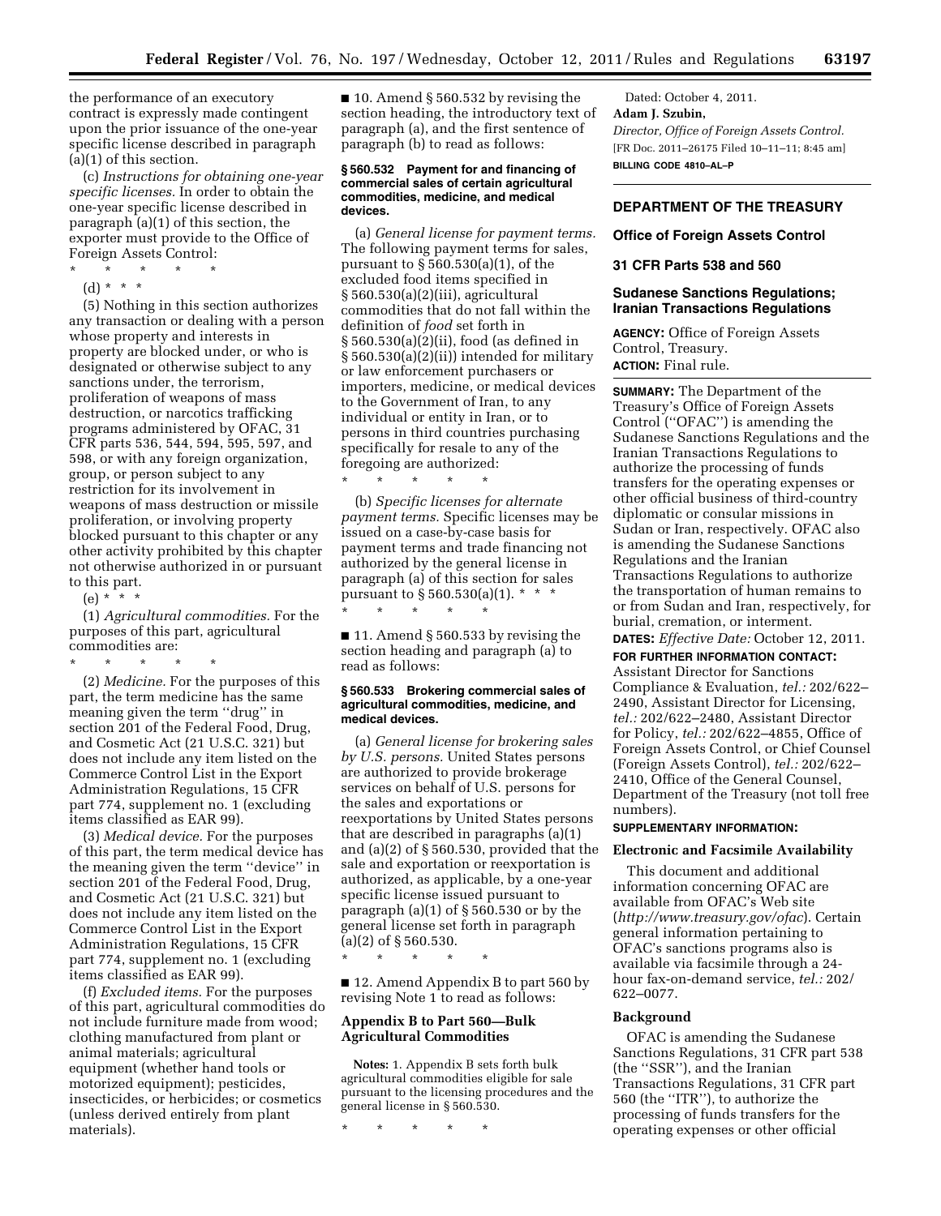the performance of an executory contract is expressly made contingent upon the prior issuance of the one-year specific license described in paragraph (a)(1) of this section.

(c) *Instructions for obtaining one-year specific licenses.* In order to obtain the one-year specific license described in paragraph (a)(1) of this section, the exporter must provide to the Office of Foreign Assets Control:

\* \* \* \* \*

(d) \* \* \*

(5) Nothing in this section authorizes any transaction or dealing with a person whose property and interests in property are blocked under, or who is designated or otherwise subject to any sanctions under, the terrorism, proliferation of weapons of mass destruction, or narcotics trafficking programs administered by OFAC, 31 CFR parts 536, 544, 594, 595, 597, and 598, or with any foreign organization, group, or person subject to any restriction for its involvement in weapons of mass destruction or missile proliferation, or involving property blocked pursuant to this chapter or any other activity prohibited by this chapter not otherwise authorized in or pursuant to this part.

(e) \* \* \*

(1) *Agricultural commodities.* For the purposes of this part, agricultural commodities are:

\* \* \* \* \*

(2) *Medicine.* For the purposes of this part, the term medicine has the same meaning given the term ''drug'' in section 201 of the Federal Food, Drug, and Cosmetic Act (21 U.S.C. 321) but does not include any item listed on the Commerce Control List in the Export Administration Regulations, 15 CFR part 774, supplement no. 1 (excluding items classified as EAR 99).

(3) *Medical device.* For the purposes of this part, the term medical device has the meaning given the term ''device'' in section 201 of the Federal Food, Drug, and Cosmetic Act (21 U.S.C. 321) but does not include any item listed on the Commerce Control List in the Export Administration Regulations, 15 CFR part 774, supplement no. 1 (excluding items classified as EAR 99).

(f) *Excluded items.* For the purposes of this part, agricultural commodities do not include furniture made from wood; clothing manufactured from plant or animal materials; agricultural equipment (whether hand tools or motorized equipment); pesticides, insecticides, or herbicides; or cosmetics (unless derived entirely from plant materials).

■ 10. Amend § 560.532 by revising the section heading, the introductory text of paragraph (a), and the first sentence of paragraph (b) to read as follows:

**§ 560.532 Payment for and financing of commercial sales of certain agricultural commodities, medicine, and medical devices.**

(a) *General license for payment terms.* The following payment terms for sales, pursuant to § 560.530(a)(1), of the excluded food items specified in § 560.530(a)(2)(iii), agricultural commodities that do not fall within the definition of *food* set forth in § 560.530(a)(2)(ii), food (as defined in § 560.530(a)(2)(ii)) intended for military or law enforcement purchasers or importers, medicine, or medical devices to the Government of Iran, to any individual or entity in Iran, or to persons in third countries purchasing specifically for resale to any of the foregoing are authorized:

\* \* \* \* \*

(b) *Specific licenses for alternate payment terms.* Specific licenses may be issued on a case-by-case basis for payment terms and trade financing not authorized by the general license in paragraph (a) of this section for sales pursuant to § 560.530(a)(1). \* \* \*

\* \* \* \* \*

■ 11. Amend § 560.533 by revising the section heading and paragraph (a) to read as follows:

**§ 560.533 Brokering commercial sales of agricultural commodities, medicine, and medical devices.**

(a) *General license for brokering sales by U.S. persons.* United States persons are authorized to provide brokerage services on behalf of U.S. persons for the sales and exportations or reexportations by United States persons that are described in paragraphs (a)(1) and (a)(2) of § 560.530, provided that the sale and exportation or reexportation is authorized, as applicable, by a one-year specific license issued pursuant to paragraph (a)(1) of § 560.530 or by the general license set forth in paragraph (a)(2) of § 560.530.

\* \* \* \* \*

■ 12. Amend Appendix B to part 560 by revising Note 1 to read as follows:

**Appendix B to Part 560—Bulk Agricultural Commodities**

**Notes:** 1. Appendix B sets forth bulk agricultural commodities eligible for sale pursuant to the licensing procedures and the general license in § 560.530.

\* \* \* \* \*

Dated: October 4, 2011.

**Adam J. Szubin,**

*Director, Office of Foreign Assets Control.*

[FR Doc. 2011–26175 Filed 10–11–11; 8:45 am]

**BILLING CODE 4810–AL–P**

---

## DEPARTMENT OF THE TREASURY

### Office of Foreign Assets Control

### 31 CFR Parts 538 and 560

### Sudanese Sanctions Regulations; Iranian Transactions Regulations

**AGENCY:** Office of Foreign Assets Control, Treasury.

**ACTION:** Final rule.

**SUMMARY:** The Department of the Treasury's Office of Foreign Assets Control (''OFAC'') is amending the Sudanese Sanctions Regulations and the Iranian Transactions Regulations to authorize the processing of funds transfers for the operating expenses or other official business of third-country diplomatic or consular missions in Sudan or Iran, respectively. OFAC also is amending the Sudanese Sanctions Regulations and the Iranian Transactions Regulations to authorize the transportation of human remains to or from Sudan and Iran, respectively, for burial, cremation, or interment.

**DATES:** *Effective Date:* October 12, 2011.

**FOR FURTHER INFORMATION CONTACT:** Assistant Director for Sanctions Compliance & Evaluation, *tel.:* 202/622–2490, Assistant Director for Licensing, *tel.:* 202/622–2480, Assistant Director for Policy, *tel.:* 202/622–4855, Office of Foreign Assets Control, or Chief Counsel (Foreign Assets Control), *tel.:* 202/622–2410, Office of the General Counsel, Department of the Treasury (not toll free numbers).

**SUPPLEMENTARY INFORMATION:**

**Electronic and Facsimile Availability**

This document and additional information concerning OFAC are available from OFAC's Web site (*http://www.treasury.gov/ofac*). Certain general information pertaining to OFAC's sanctions programs also is available via facsimile through a 24-hour fax-on-demand service, *tel.:* 202/622–0077.

**Background**

OFAC is amending the Sudanese Sanctions Regulations, 31 CFR part 538 (the ''SSR''), and the Iranian Transactions Regulations, 31 CFR part 560 (the ''ITR''), to authorize the processing of funds transfers for the operating expenses or other official